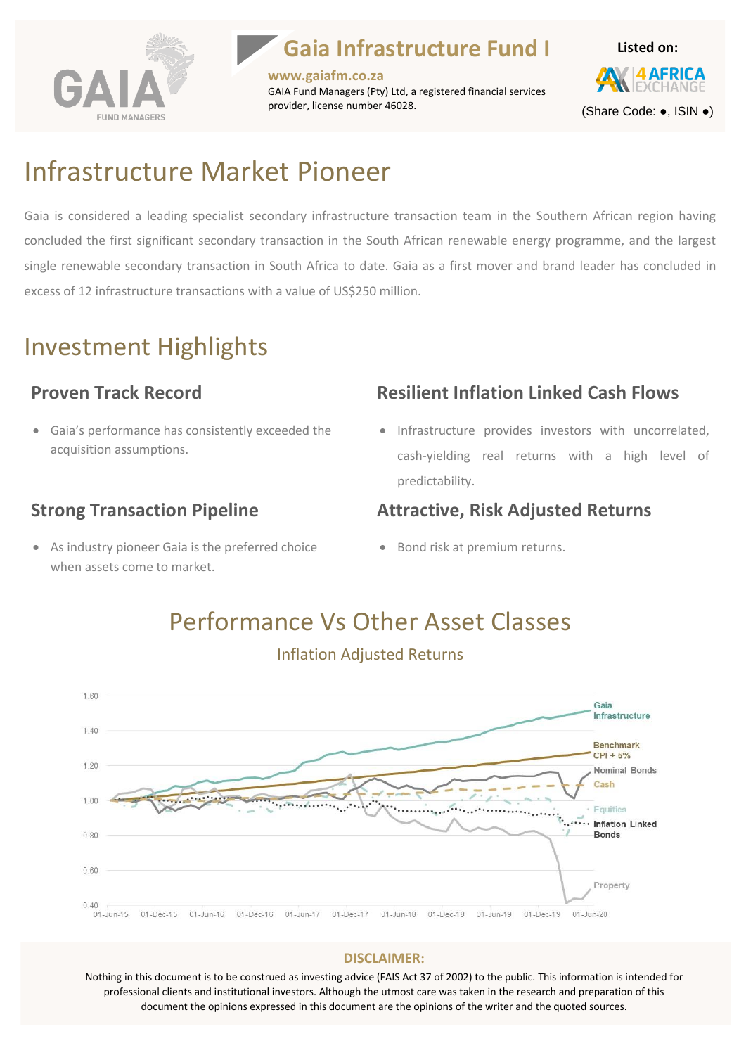# Gaia Infrastructure Fund I

**www.gaiafm.co.za**

GAIA Fund Managers (Pty) Ltd, a registered financial services provider, license number 46028.

**Listed on:**

(Share Code: ●, ISIN ●)

# Infrastructure Market Pioneer

Gaia is considered a leading specialist secondary infrastructure transaction team in the Southern African region having concluded the first significant secondary transaction in the South African renewable energy programme, and the largest single renewable secondary transaction in South Africa to date. Gaia as a first mover and brand leader has concluded in excess of 12 infrastructure transactions with a value of US$250 million.

# Investment Highlights

## Proven Track Record

- Gaia's performance has consistently exceeded the acquisition assumptions.

## Resilient Inflation Linked Cash Flows

- Infrastructure provides investors with uncorrelated, cash-yielding real returns with a high level of predictability.

## Strong Transaction Pipeline

- As industry pioneer Gaia is the preferred choice when assets come to market.

## Attractive, Risk Adjusted Returns

- Bond risk at premium returns.

# Performance Vs Other Asset Classes

## Inflation Adjusted Returns

**DISCLAIMER:**

Nothing in this document is to be construed as investing advice (FAIS Act 37 of 2002) to the public. This information is intended for professional clients and institutional investors. Although the utmost care was taken in the research and preparation of this document the opinions expressed in this document are the opinions of the writer and the quoted sources.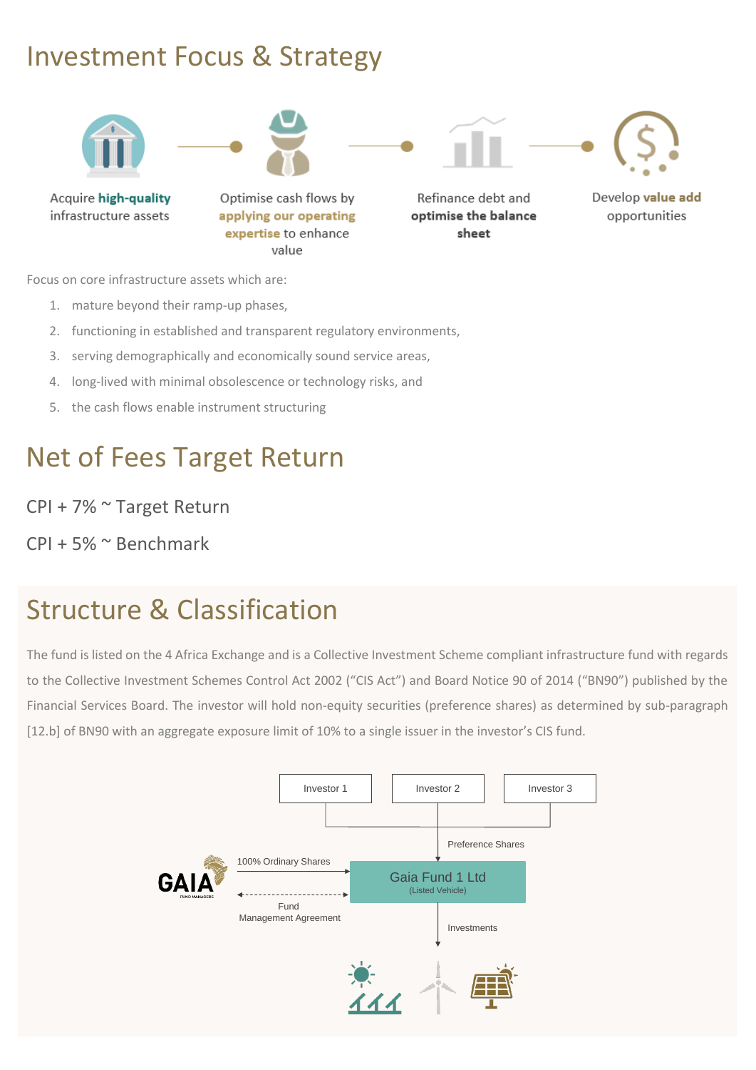# Investment Focus & Strategy

Acquire **high-quality** infrastructure assets

Optimise cash flows by **applying our operating expertise** to enhance value

Refinance debt and **optimise the balance sheet**

Develop **value add** opportunities

Focus on core infrastructure assets which are:

1. mature beyond their ramp-up phases,
2. functioning in established and transparent regulatory environments,
3. serving demographically and economically sound service areas,
4. long-lived with minimal obsolescence or technology risks, and
5. the cash flows enable instrument structuring

# Net of Fees Target Return

CPI + 7% ~ Target Return

CPI + 5% ~ Benchmark

# Structure & Classification

The fund is listed on the 4 Africa Exchange and is a Collective Investment Scheme compliant infrastructure fund with regards to the Collective Investment Schemes Control Act 2002 ("CIS Act") and Board Notice 90 of 2014 ("BN90") published by the Financial Services Board. The investor will hold non-equity securities (preference shares) as determined by sub-paragraph [12.b] of BN90 with an aggregate exposure limit of 10% to a single issuer in the investor's CIS fund.

Investor 1 | Investor 2 | Investor 3

Preference Shares

GAIA Fund Managers — 100% Ordinary Shares → Gaia Fund 1 Ltd (Listed Vehicle)

Fund Management Agreement

Investments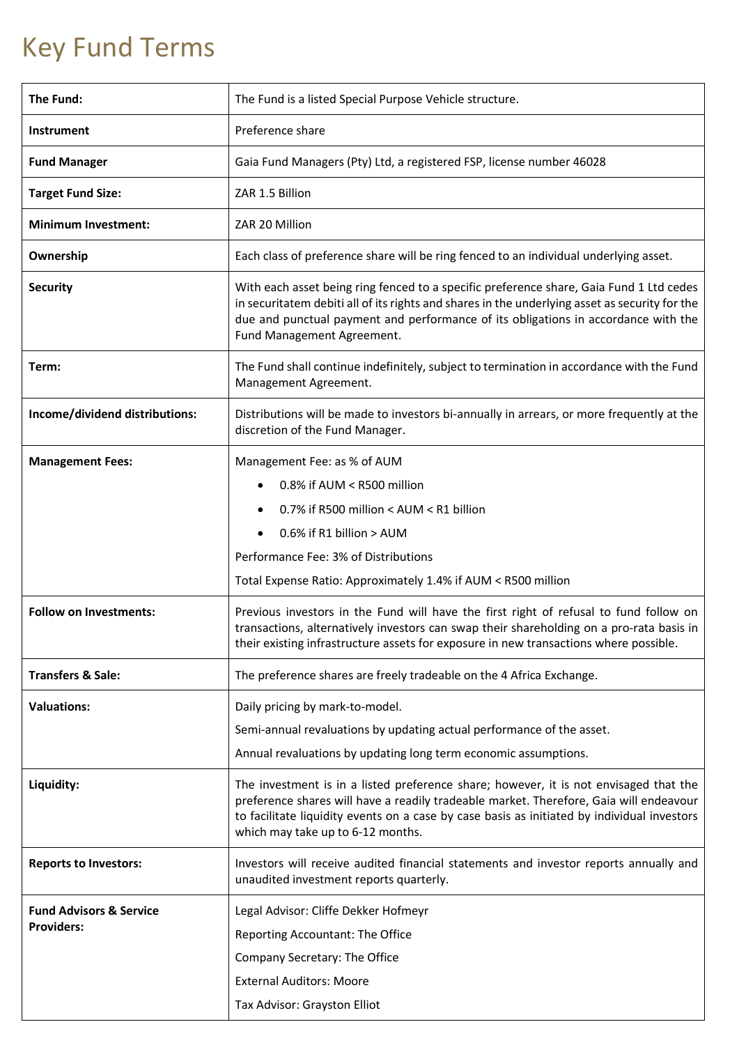# Key Fund Terms

| | |
|---|---|
| **The Fund:** | The Fund is a listed Special Purpose Vehicle structure. |
| **Instrument** | Preference share |
| **Fund Manager** | Gaia Fund Managers (Pty) Ltd, a registered FSP, license number 46028 |
| **Target Fund Size:** | ZAR 1.5 Billion |
| **Minimum Investment:** | ZAR 20 Million |
| **Ownership** | Each class of preference share will be ring fenced to an individual underlying asset. |
| **Security** | With each asset being ring fenced to a specific preference share, Gaia Fund 1 Ltd cedes in securitatem debiti all of its rights and shares in the underlying asset as security for the due and punctual payment and performance of its obligations in accordance with the Fund Management Agreement. |
| **Term:** | The Fund shall continue indefinitely, subject to termination in accordance with the Fund Management Agreement. |
| **Income/dividend distributions:** | Distributions will be made to investors bi-annually in arrears, or more frequently at the discretion of the Fund Manager. |
| **Management Fees:** | Management Fee: as % of AUM<br>• 0.8% if AUM < R500 million<br>• 0.7% if R500 million < AUM < R1 billion<br>• 0.6% if R1 billion > AUM<br>Performance Fee: 3% of Distributions<br>Total Expense Ratio: Approximately 1.4% if AUM < R500 million |
| **Follow on Investments:** | Previous investors in the Fund will have the first right of refusal to fund follow on transactions, alternatively investors can swap their shareholding on a pro-rata basis in their existing infrastructure assets for exposure in new transactions where possible. |
| **Transfers & Sale:** | The preference shares are freely tradeable on the 4 Africa Exchange. |
| **Valuations:** | Daily pricing by mark-to-model.<br>Semi-annual revaluations by updating actual performance of the asset.<br>Annual revaluations by updating long term economic assumptions. |
| **Liquidity:** | The investment is in a listed preference share; however, it is not envisaged that the preference shares will have a readily tradeable market. Therefore, Gaia will endeavour to facilitate liquidity events on a case by case basis as initiated by individual investors which may take up to 6-12 months. |
| **Reports to Investors:** | Investors will receive audited financial statements and investor reports annually and unaudited investment reports quarterly. |
| **Fund Advisors & Service Providers:** | Legal Advisor: Cliffe Dekker Hofmeyr<br>Reporting Accountant: The Office<br>Company Secretary: The Office<br>External Auditors: Moore<br>Tax Advisor: Grayston Elliot |